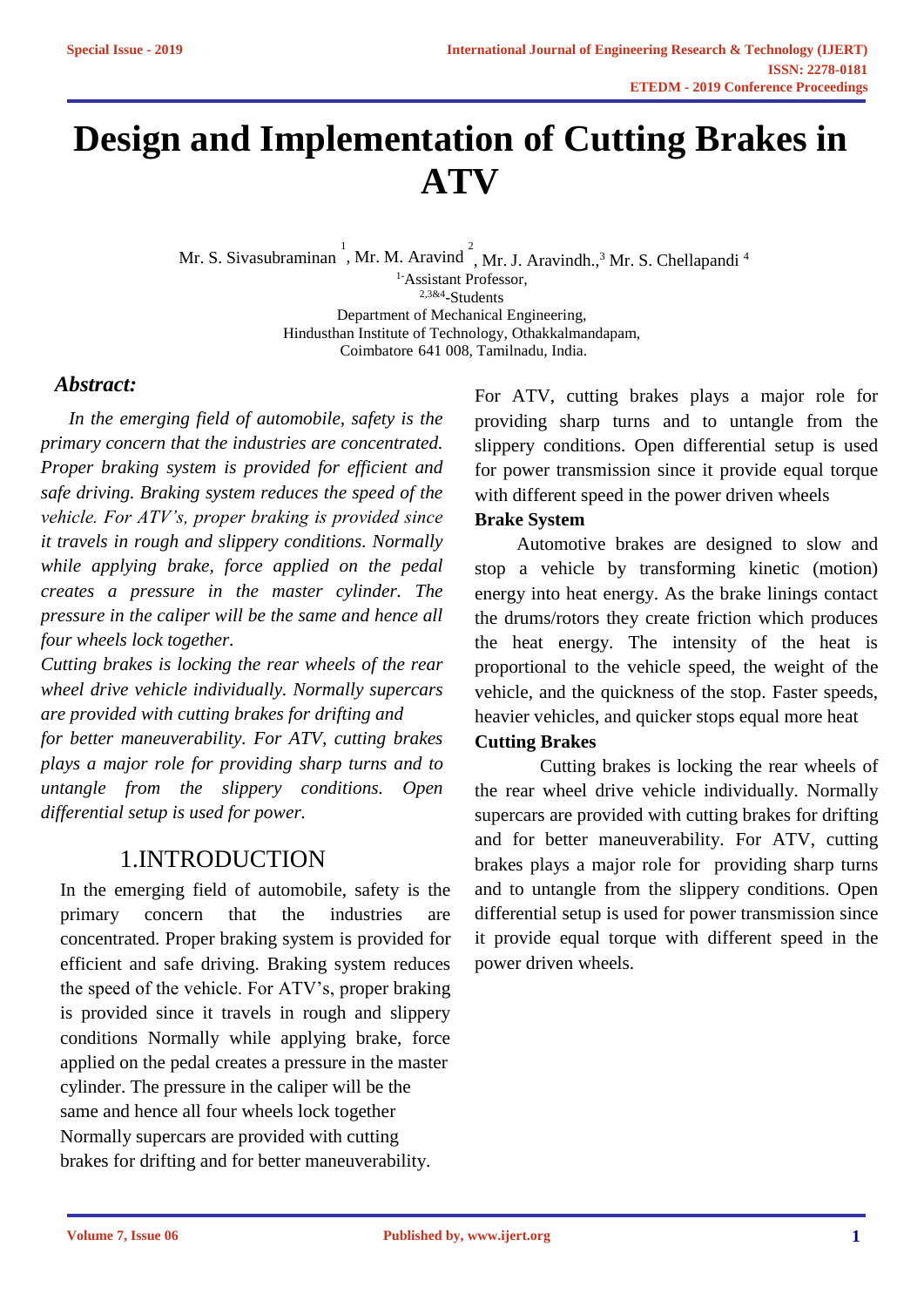# Design and Implementation of Cutting Brakes in ATV

Mr. S. Sivasubraminan [1], Mr. M. Aravind [2], Mr. J. Aravindh.,[3] Mr. S. Chellapandi [4]

[1-]Assistant Professor,
[2,3&4]-Students
Department of Mechanical Engineering,
Hindusthan Institute of Technology, Othakkalmandapam,
Coimbatore 641 008, Tamilnadu, India.

## *Abstract:*

*In the emerging field of automobile, safety is the primary concern that the industries are concentrated. Proper braking system is provided for efficient and safe driving. Braking system reduces the speed of the vehicle. For ATV's, proper braking is provided since it travels in rough and slippery conditions. Normally while applying brake, force applied on the pedal creates a pressure in the master cylinder. The pressure in the caliper will be the same and hence all four wheels lock together.*

*Cutting brakes is locking the rear wheels of the rear wheel drive vehicle individually. Normally supercars are provided with cutting brakes for drifting and for better maneuverability. For ATV, cutting brakes plays a major role for providing sharp turns and to untangle from the slippery conditions. Open differential setup is used for power.*

## 1.INTRODUCTION

In the emerging field of automobile, safety is the primary concern that the industries are concentrated. Proper braking system is provided for efficient and safe driving. Braking system reduces the speed of the vehicle. For ATV's, proper braking is provided since it travels in rough and slippery conditions Normally while applying brake, force applied on the pedal creates a pressure in the master cylinder. The pressure in the caliper will be the same and hence all four wheels lock together Normally supercars are provided with cutting brakes for drifting and for better maneuverability. For ATV, cutting brakes plays a major role for providing sharp turns and to untangle from the slippery conditions. Open differential setup is used for power transmission since it provide equal torque with different speed in the power driven wheels

**Brake System**

Automotive brakes are designed to slow and stop a vehicle by transforming kinetic (motion) energy into heat energy. As the brake linings contact the drums/rotors they create friction which produces the heat energy. The intensity of the heat is proportional to the vehicle speed, the weight of the vehicle, and the quickness of the stop. Faster speeds, heavier vehicles, and quicker stops equal more heat

**Cutting Brakes**

Cutting brakes is locking the rear wheels of the rear wheel drive vehicle individually. Normally supercars are provided with cutting brakes for drifting and for better maneuverability. For ATV, cutting brakes plays a major role for providing sharp turns and to untangle from the slippery conditions. Open differential setup is used for power transmission since it provide equal torque with different speed in the power driven wheels.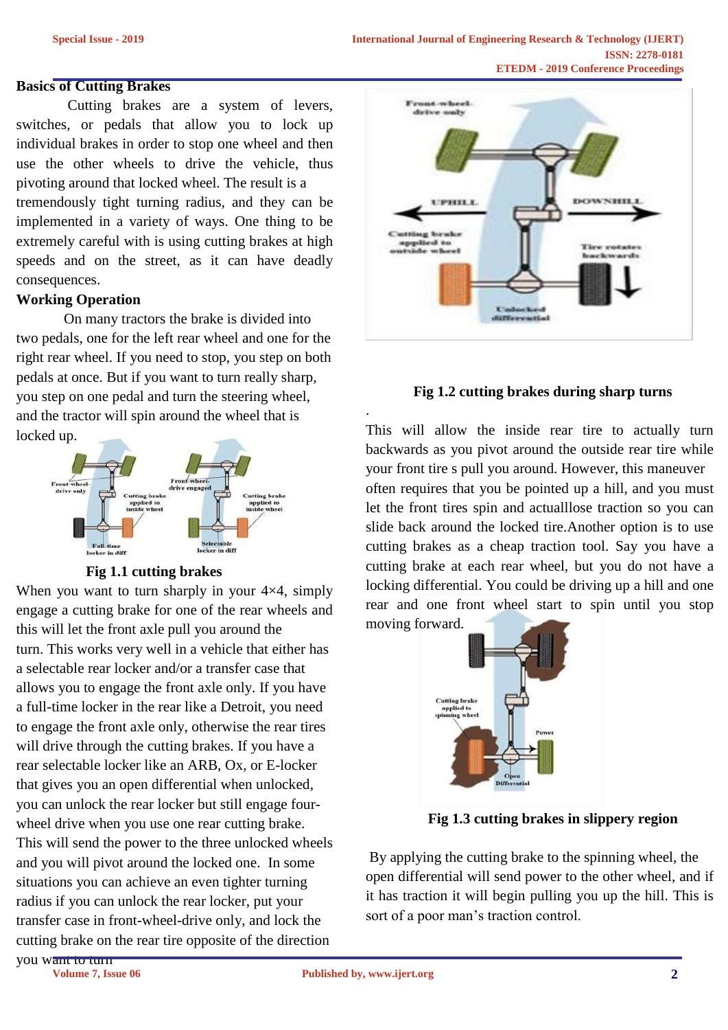## Basics of Cutting Brakes

Cutting brakes are a system of levers, switches, or pedals that allow you to lock up individual brakes in order to stop one wheel and then use the other wheels to drive the vehicle, thus pivoting around that locked wheel. The result is a tremendously tight turning radius, and they can be implemented in a variety of ways. One thing to be extremely careful with is using cutting brakes at high speeds and on the street, as it can have deadly consequences.

## Working Operation

On many tractors the brake is divided into two pedals, one for the left rear wheel and one for the right rear wheel. If you need to stop, you step on both pedals at once. But if you want to turn really sharp, you step on one pedal and turn the steering wheel, and the tractor will spin around the wheel that is locked up.

**Fig 1.1 cutting brakes**

When you want to turn sharply in your 4×4, simply engage a cutting brake for one of the rear wheels and this will let the front axle pull you around the turn. This works very well in a vehicle that either has a selectable rear locker and/or a transfer case that allows you to engage the front axle only. If you have a full-time locker in the rear like a Detroit, you need to engage the front axle only, otherwise the rear tires will drive through the cutting brakes. If you have a rear selectable locker like an ARB, Ox, or E-locker that gives you an open differential when unlocked, you can unlock the rear locker but still engage four-wheel drive when you use one rear cutting brake. This will send the power to the three unlocked wheels and you will pivot around the locked one. In some situations you can achieve an even tighter turning radius if you can unlock the rear locker, put your transfer case in front-wheel-drive only, and lock the cutting brake on the rear tire opposite of the direction you want to turn

**Fig 1.2 cutting brakes during sharp turns**

This will allow the inside rear tire to actually turn backwards as you pivot around the outside rear tire while your front tire s pull you around. However, this maneuver often requires that you be pointed up a hill, and you must let the front tires spin and actualllose traction so you can slide back around the locked tire.Another option is to use cutting brakes as a cheap traction tool. Say you have a cutting brake at each rear wheel, but you do not have a locking differential. You could be driving up a hill and one rear and one front wheel start to spin until you stop moving forward.

**Fig 1.3 cutting brakes in slippery region**

By applying the cutting brake to the spinning wheel, the open differential will send power to the other wheel, and if it has traction it will begin pulling you up the hill. This is sort of a poor man's traction control.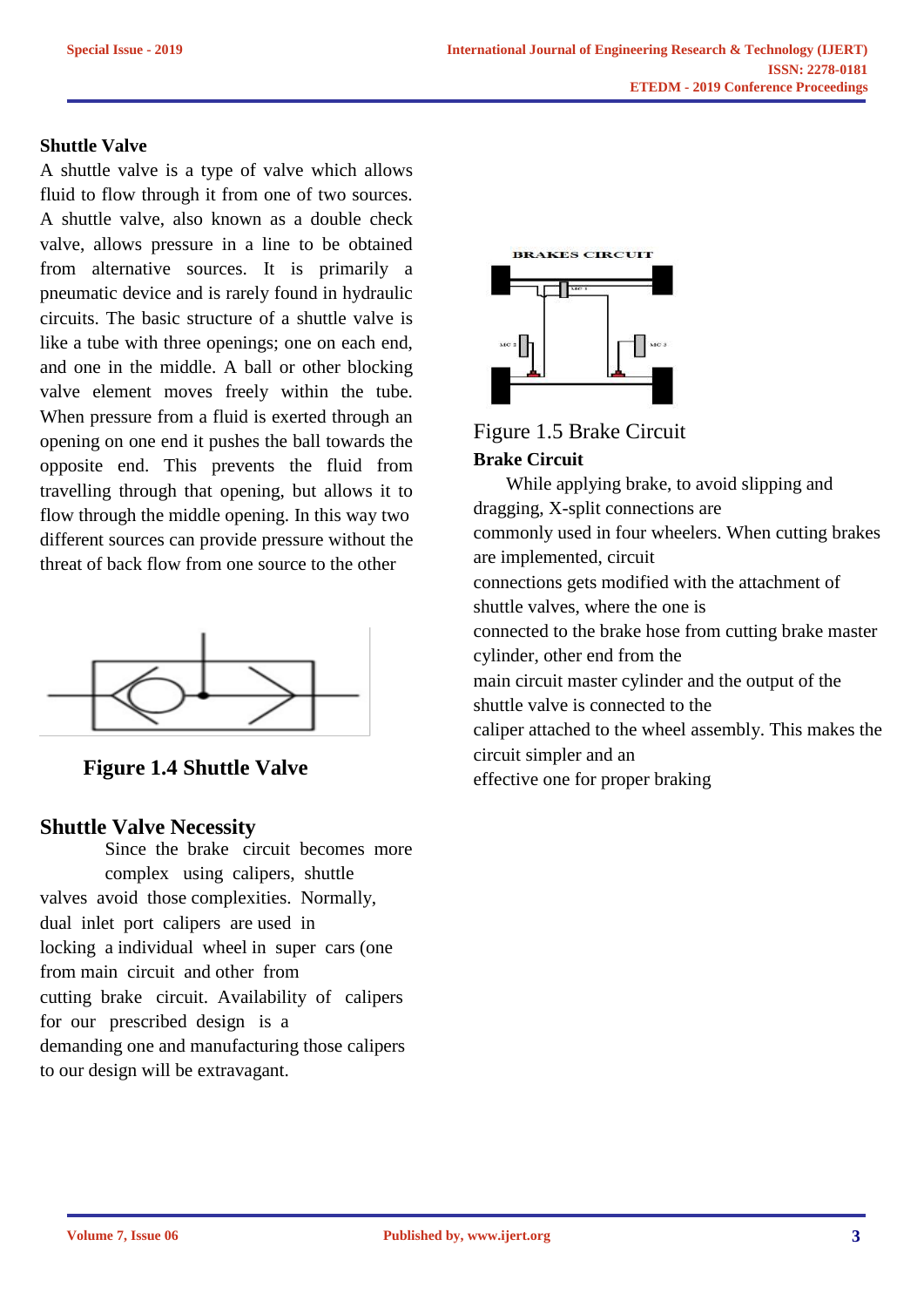## Shuttle Valve

A shuttle valve is a type of valve which allows fluid to flow through it from one of two sources. A shuttle valve, also known as a double check valve, allows pressure in a line to be obtained from alternative sources. It is primarily a pneumatic device and is rarely found in hydraulic circuits. The basic structure of a shuttle valve is like a tube with three openings; one on each end, and one in the middle. A ball or other blocking valve element moves freely within the tube. When pressure from a fluid is exerted through an opening on one end it pushes the ball towards the opposite end. This prevents the fluid from travelling through that opening, but allows it to flow through the middle opening. In this way two different sources can provide pressure without the threat of back flow from one source to the other

**Figure 1.4 Shuttle Valve**

## Shuttle Valve Necessity

Since the brake circuit becomes more complex using calipers, shuttle valves avoid those complexities. Normally, dual inlet port calipers are used in locking a individual wheel in super cars (one from main circuit and other from cutting brake circuit. Availability of calipers for our prescribed design is a demanding one and manufacturing those calipers to our design will be extravagant.

Figure 1.5 Brake Circuit

**Brake Circuit**

While applying brake, to avoid slipping and dragging, X-split connections are commonly used in four wheelers. When cutting brakes are implemented, circuit connections gets modified with the attachment of shuttle valves, where the one is connected to the brake hose from cutting brake master cylinder, other end from the main circuit master cylinder and the output of the shuttle valve is connected to the caliper attached to the wheel assembly. This makes the circuit simpler and an effective one for proper braking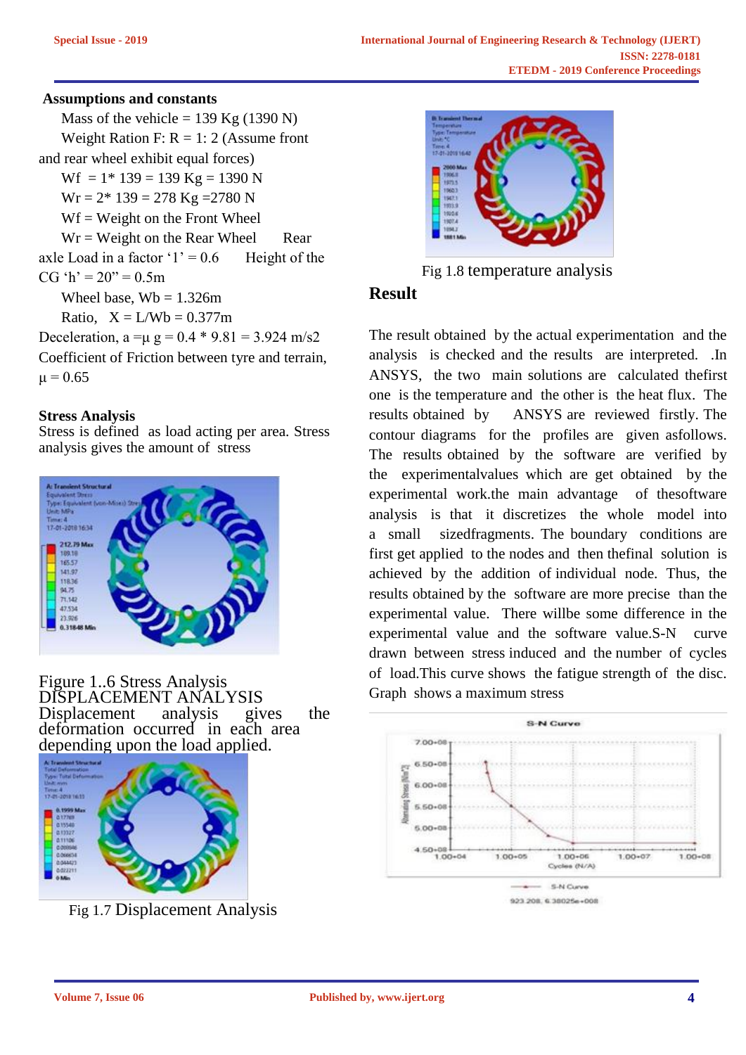**Assumptions and constants**

Mass of the vehicle = 139 Kg (1390 N)

Weight Ration F: R = 1: 2 (Assume front and rear wheel exhibit equal forces)

Wf = 1* 139 = 139 Kg = 1390 N

Wr = 2* 139 = 278 Kg =2780 N

Wf = Weight on the Front Wheel

Wr = Weight on the Rear Wheel

Rear axle Load in a factor '1' = 0.6

Height of the CG 'h' = 20" = 0.5m

Wheel base, Wb = 1.326m

Ratio, X = L/Wb = 0.377m

Deceleration, a =μ g = 0.4 * 9.81 = 3.924 m/s2

Coefficient of Friction between tyre and terrain, μ = 0.65

**Stress Analysis**

Stress is defined as load acting per area. Stress analysis gives the amount of stress

Figure 1..6 Stress Analysis

DISPLACEMENT ANALYSIS

Displacement analysis gives the deformation occurred in each area depending upon the load applied.

Fig 1.7 Displacement Analysis

Fig 1.8 temperature analysis

**Result**

The result obtained by the actual experimentation and the analysis is checked and the results are interpreted. .In ANSYS, the two main solutions are calculated thefirst one is the temperature and the other is the heat flux. The results obtained by ANSYS are reviewed firstly. The contour diagrams for the profiles are given asfollows. The results obtained by the software are verified by the experimentalvalues which are get obtained by the experimental work.the main advantage of thesoftware analysis is that it discretizes the whole model into a small sizedfragments. The boundary conditions are first get applied to the nodes and then thefinal solution is achieved by the addition of individual node. Thus, the results obtained by the software are more precise than the experimental value. There willbe some difference in the experimental value and the software value.S-N curve drawn between stress induced and the number of cycles of load.This curve shows the fatigue strength of the disc. Graph shows a maximum stress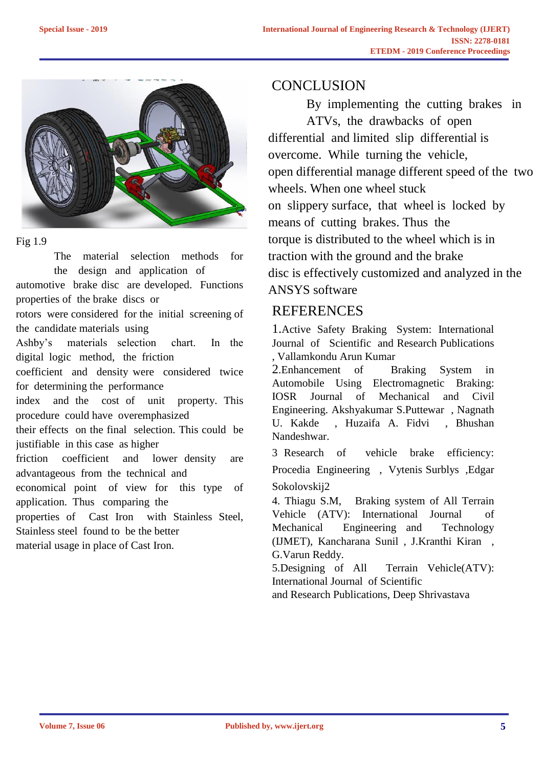Fig 1.9

The material selection methods for the design and application of automotive brake disc are developed. Functions properties of the brake discs or rotors were considered for the initial screening of the candidate materials using Ashby's materials selection chart. In the digital logic method, the friction coefficient and density were considered twice for determining the performance index and the cost of unit property. This procedure could have overemphasized their effects on the final selection. This could be justifiable in this case as higher friction coefficient and lower density are advantageous from the technical and economical point of view for this type of application. Thus comparing the properties of Cast Iron with Stainless Steel, Stainless steel found to be the better material usage in place of Cast Iron.

## CONCLUSION

By implementing the cutting brakes in ATVs, the drawbacks of open differential and limited slip differential is overcome. While turning the vehicle, open differential manage different speed of the two wheels. When one wheel stuck on slippery surface, that wheel is locked by means of cutting brakes. Thus the torque is distributed to the wheel which is in traction with the ground and the brake disc is effectively customized and analyzed in the ANSYS software

## REFERENCES

1.Active Safety Braking System: International Journal of Scientific and Research Publications , Vallamkondu Arun Kumar

2.Enhancement of Braking System in Automobile Using Electromagnetic Braking: IOSR Journal of Mechanical and Civil Engineering. Akshyakumar S.Puttewar , Nagnath U. Kakde , Huzaifa A. Fidvi , Bhushan Nandeshwar.

3 Research of vehicle brake efficiency: Procedia Engineering , Vytenis Surblys ,Edgar Sokolovskij2

4. Thiagu S.M, Braking system of All Terrain Vehicle (ATV): International Journal of Mechanical Engineering and Technology (IJMET), Kancharana Sunil , J.Kranthi Kiran , G.Varun Reddy.

5.Designing of All Terrain Vehicle(ATV): International Journal of Scientific and Research Publications, Deep Shrivastava